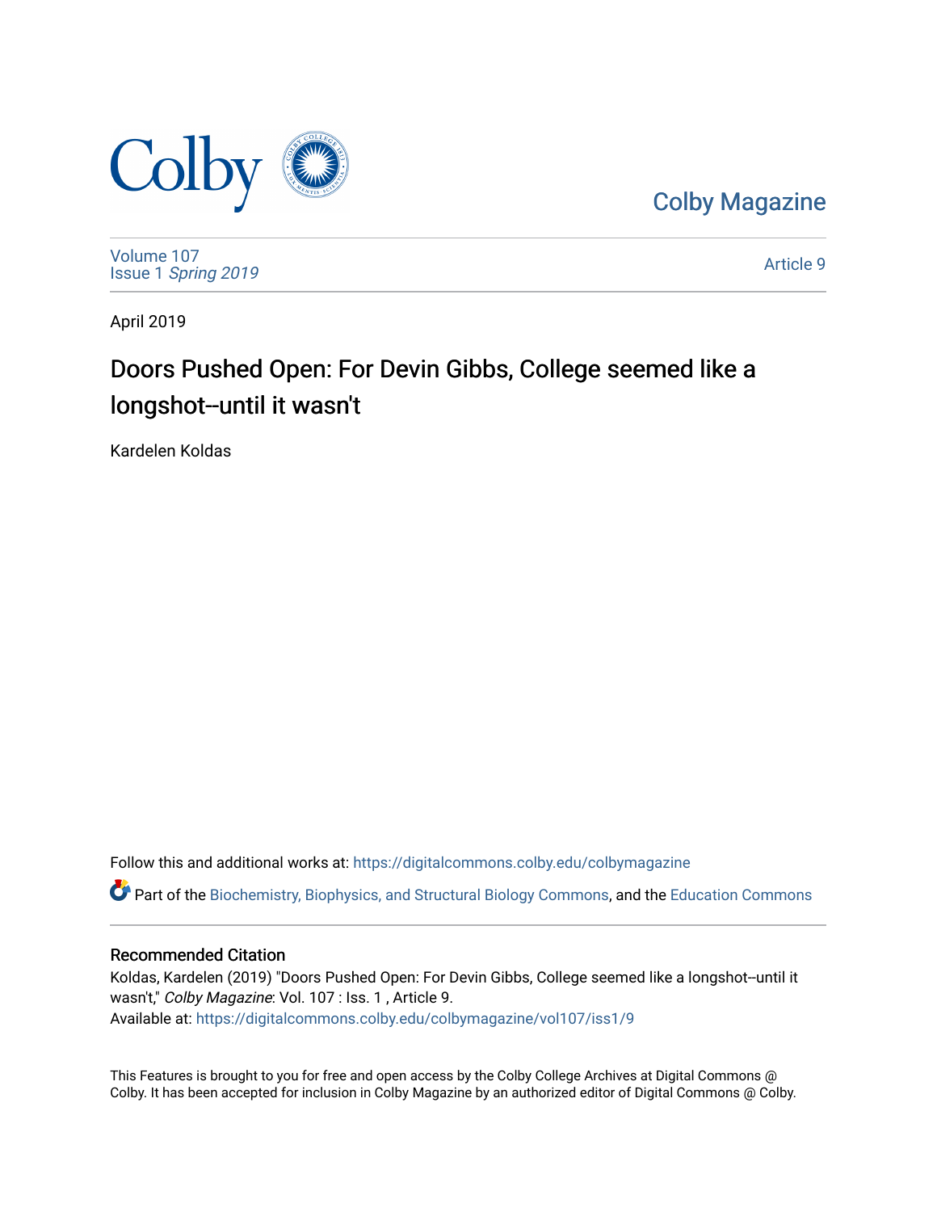Colby Magazine

Volume 107
Issue 1 *Spring 2019*

Article 9

April 2019

# Doors Pushed Open: For Devin Gibbs, College seemed like a longshot--until it wasn't

Kardelen Koldas

Follow this and additional works at: https://digitalcommons.colby.edu/colbymagazine

Part of the Biochemistry, Biophysics, and Structural Biology Commons, and the Education Commons

## Recommended Citation

Koldas, Kardelen (2019) "Doors Pushed Open: For Devin Gibbs, College seemed like a longshot--until it wasn't," *Colby Magazine*: Vol. 107 : Iss. 1 , Article 9.
Available at: https://digitalcommons.colby.edu/colbymagazine/vol107/iss1/9

This Features is brought to you for free and open access by the Colby College Archives at Digital Commons @ Colby. It has been accepted for inclusion in Colby Magazine by an authorized editor of Digital Commons @ Colby.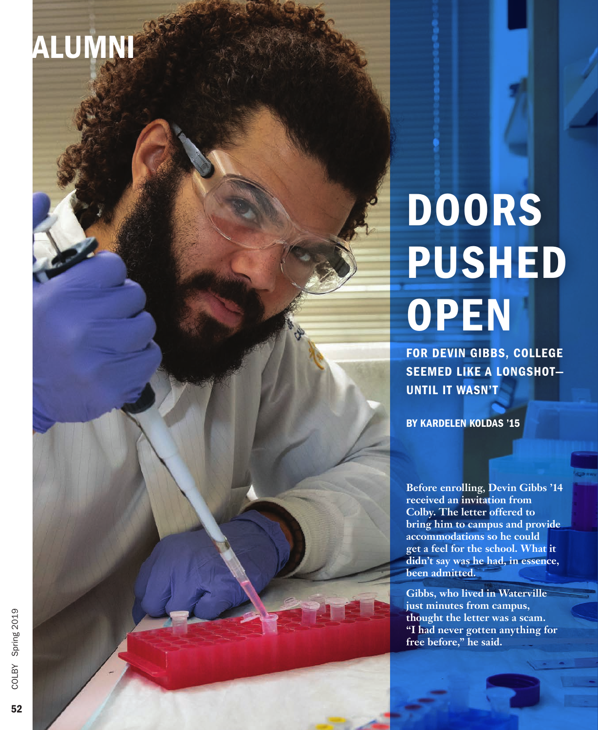ALUMNI

# DOORS PUSHED OPEN

## FOR DEVIN GIBBS, COLLEGE SEEMED LIKE A LONGSHOT—UNTIL IT WASN'T

**BY KARDELEN KOLDAS '15**

**Before enrolling, Devin Gibbs '14 received an invitation from Colby. The letter offered to bring him to campus and provide accommodations so he could get a feel for the school. What it didn't say was he had, in essence, been admitted.**

**Gibbs, who lived in Waterville just minutes from campus, thought the letter was a scam. "I had never gotten anything for free before," he said.**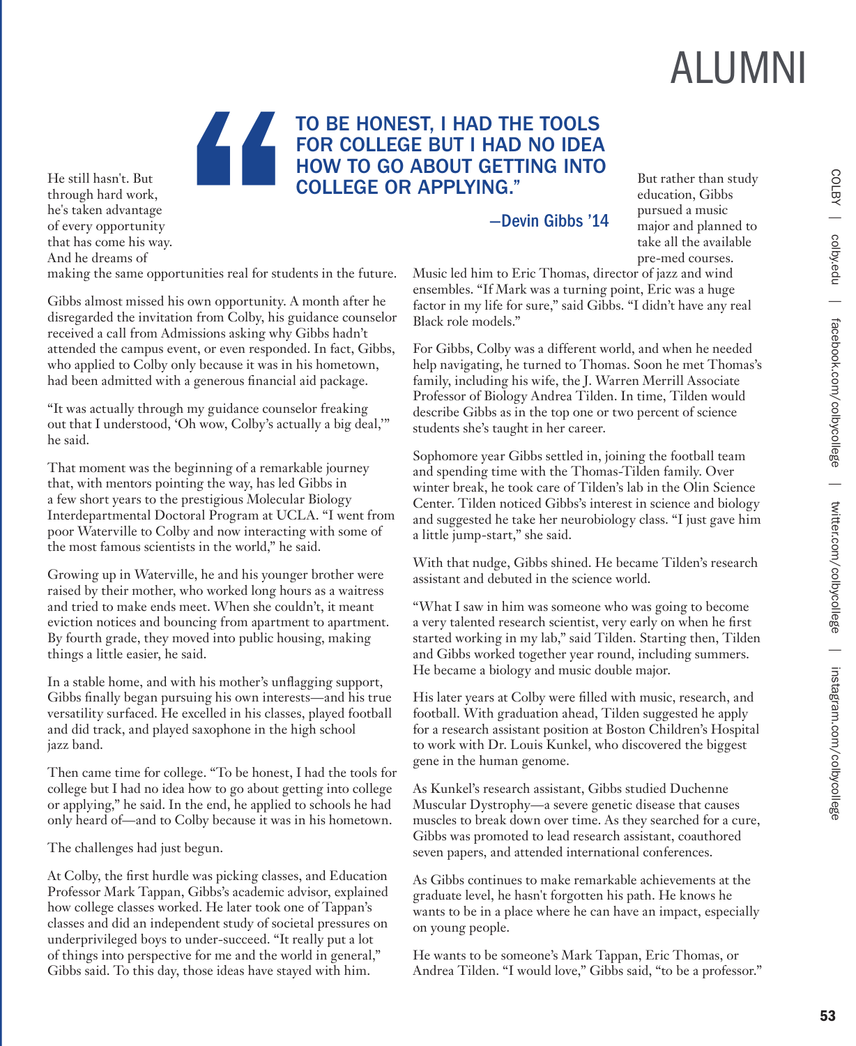He still hasn't. But through hard work, he's taken advantage of every opportunity that has come his way. And he dreams of making the same opportunities real for students in the future.

> **TO BE HONEST, I HAD THE TOOLS FOR COLLEGE BUT I HAD NO IDEA HOW TO GO ABOUT GETTING INTO COLLEGE OR APPLYING."**
>
> **—Devin Gibbs '14**

Gibbs almost missed his own opportunity. A month after he disregarded the invitation from Colby, his guidance counselor received a call from Admissions asking why Gibbs hadn't attended the campus event, or even responded. In fact, Gibbs, who applied to Colby only because it was in his hometown, had been admitted with a generous financial aid package.

"It was actually through my guidance counselor freaking out that I understood, 'Oh wow, Colby's actually a big deal,'" he said.

That moment was the beginning of a remarkable journey that, with mentors pointing the way, has led Gibbs in a few short years to the prestigious Molecular Biology Interdepartmental Doctoral Program at UCLA. "I went from poor Waterville to Colby and now interacting with some of the most famous scientists in the world," he said.

Growing up in Waterville, he and his younger brother were raised by their mother, who worked long hours as a waitress and tried to make ends meet. When she couldn't, it meant eviction notices and bouncing from apartment to apartment. By fourth grade, they moved into public housing, making things a little easier, he said.

In a stable home, and with his mother's unflagging support, Gibbs finally began pursuing his own interests—and his true versatility surfaced. He excelled in his classes, played football and did track, and played saxophone in the high school jazz band.

Then came time for college. "To be honest, I had the tools for college but I had no idea how to go about getting into college or applying," he said. In the end, he applied to schools he had only heard of—and to Colby because it was in his hometown.

The challenges had just begun.

At Colby, the first hurdle was picking classes, and Education Professor Mark Tappan, Gibbs's academic advisor, explained how college classes worked. He later took one of Tappan's classes and did an independent study of societal pressures on underprivileged boys to under-succeed. "It really put a lot of things into perspective for me and the world in general," Gibbs said. To this day, those ideas have stayed with him.

But rather than study education, Gibbs pursued a music major and planned to take all the available pre-med courses. Music led him to Eric Thomas, director of jazz and wind ensembles. "If Mark was a turning point, Eric was a huge factor in my life for sure," said Gibbs. "I didn't have any real Black role models."

For Gibbs, Colby was a different world, and when he needed help navigating, he turned to Thomas. Soon he met Thomas's family, including his wife, the J. Warren Merrill Associate Professor of Biology Andrea Tilden. In time, Tilden would describe Gibbs as in the top one or two percent of science students she's taught in her career.

Sophomore year Gibbs settled in, joining the football team and spending time with the Thomas-Tilden family. Over winter break, he took care of Tilden's lab in the Olin Science Center. Tilden noticed Gibbs's interest in science and biology and suggested he take her neurobiology class. "I just gave him a little jump-start," she said.

With that nudge, Gibbs shined. He became Tilden's research assistant and debuted in the science world.

"What I saw in him was someone who was going to become a very talented research scientist, very early on when he first started working in my lab," said Tilden. Starting then, Tilden and Gibbs worked together year round, including summers. He became a biology and music double major.

His later years at Colby were filled with music, research, and football. With graduation ahead, Tilden suggested he apply for a research assistant position at Boston Children's Hospital to work with Dr. Louis Kunkel, who discovered the biggest gene in the human genome.

As Kunkel's research assistant, Gibbs studied Duchenne Muscular Dystrophy—a severe genetic disease that causes muscles to break down over time. As they searched for a cure, Gibbs was promoted to lead research assistant, coauthored seven papers, and attended international conferences.

As Gibbs continues to make remarkable achievements at the graduate level, he hasn't forgotten his path. He knows he wants to be in a place where he can have an impact, especially on young people.

He wants to be someone's Mark Tappan, Eric Thomas, or Andrea Tilden. "I would love," Gibbs said, "to be a professor."